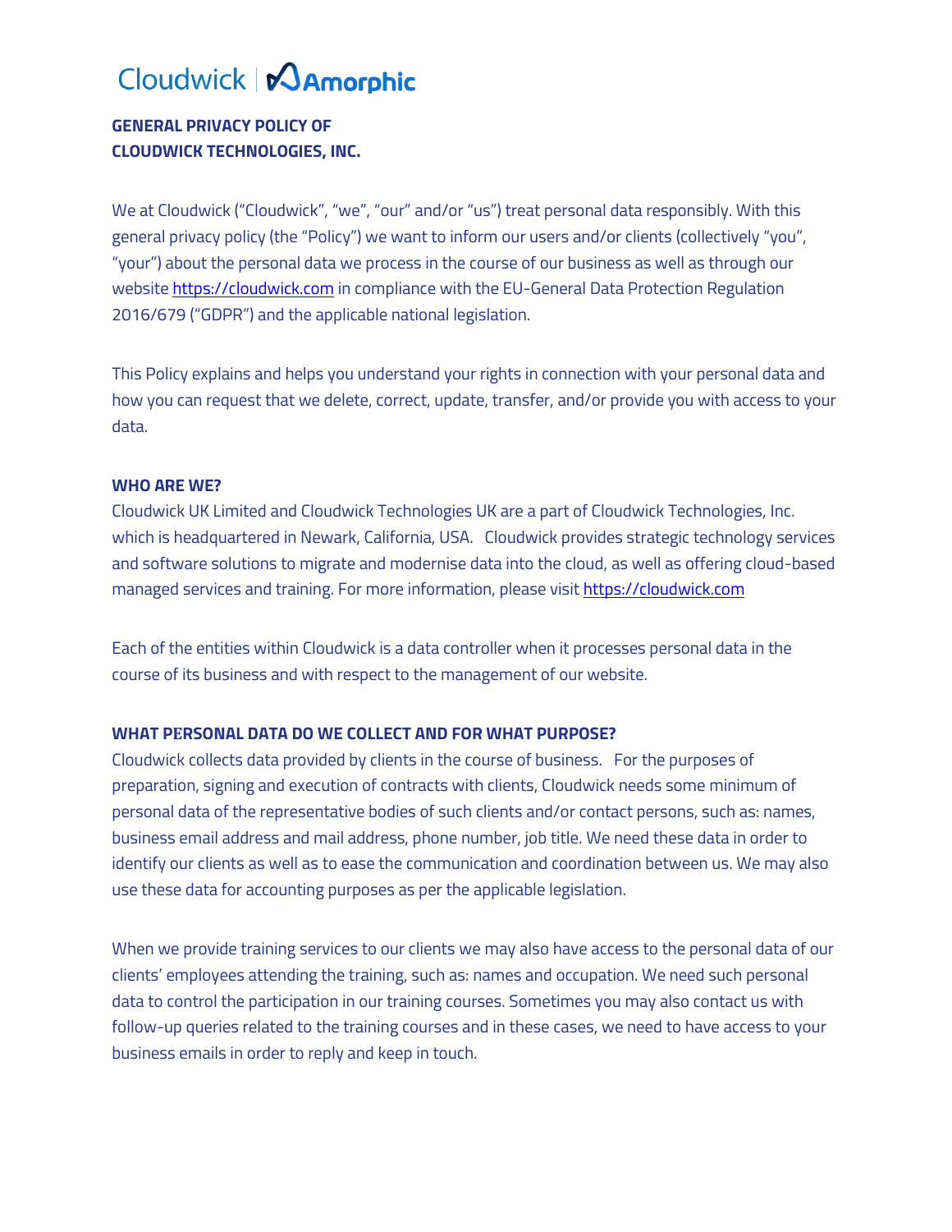Cloudwick | Amorphic

# GENERAL PRIVACY POLICY OF CLOUDWICK TECHNOLOGIES, INC.

We at Cloudwick ("Cloudwick", "we", "our" and/or "us") treat personal data responsibly. With this general privacy policy (the "Policy") we want to inform our users and/or clients (collectively "you", "your") about the personal data we process in the course of our business as well as through our website https://cloudwick.com in compliance with the EU-General Data Protection Regulation 2016/679 ("GDPR") and the applicable national legislation.

This Policy explains and helps you understand your rights in connection with your personal data and how you can request that we delete, correct, update, transfer, and/or provide you with access to your data.

## WHO ARE WE?

Cloudwick UK Limited and Cloudwick Technologies UK are a part of Cloudwick Technologies, Inc. which is headquartered in Newark, California, USA. Cloudwick provides strategic technology services and software solutions to migrate and modernise data into the cloud, as well as offering cloud-based managed services and training. For more information, please visit https://cloudwick.com

Each of the entities within Cloudwick is a data controller when it processes personal data in the course of its business and with respect to the management of our website.

## WHAT PERSONAL DATA DO WE COLLECT AND FOR WHAT PURPOSE?

Cloudwick collects data provided by clients in the course of business. For the purposes of preparation, signing and execution of contracts with clients, Cloudwick needs some minimum of personal data of the representative bodies of such clients and/or contact persons, such as: names, business email address and mail address, phone number, job title. We need these data in order to identify our clients as well as to ease the communication and coordination between us. We may also use these data for accounting purposes as per the applicable legislation.

When we provide training services to our clients we may also have access to the personal data of our clients' employees attending the training, such as: names and occupation. We need such personal data to control the participation in our training courses. Sometimes you may also contact us with follow-up queries related to the training courses and in these cases, we need to have access to your business emails in order to reply and keep in touch.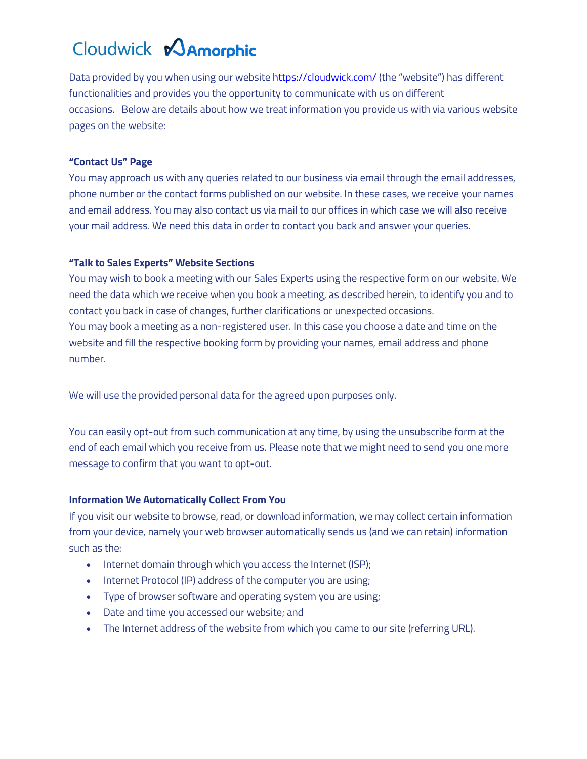Data provided by you when using our website [https://cloudwick.com/](https://cloudwick.com/) (the "website") has different functionalities and provides you the opportunity to communicate with us on different occasions. Below are details about how we treat information you provide us with via various website pages on the website:

**"Contact Us" Page**

You may approach us with any queries related to our business via email through the email addresses, phone number or the contact forms published on our website. In these cases, we receive your names and email address. You may also contact us via mail to our offices in which case we will also receive your mail address. We need this data in order to contact you back and answer your queries.

**"Talk to Sales Experts" Website Sections**

You may wish to book a meeting with our Sales Experts using the respective form on our website. We need the data which we receive when you book a meeting, as described herein, to identify you and to contact you back in case of changes, further clarifications or unexpected occasions.
You may book a meeting as a non-registered user. In this case you choose a date and time on the website and fill the respective booking form by providing your names, email address and phone number.

We will use the provided personal data for the agreed upon purposes only.

You can easily opt-out from such communication at any time, by using the unsubscribe form at the end of each email which you receive from us. Please note that we might need to send you one more message to confirm that you want to opt-out.

**Information We Automatically Collect From You**

If you visit our website to browse, read, or download information, we may collect certain information from your device, namely your web browser automatically sends us (and we can retain) information such as the:

- Internet domain through which you access the Internet (ISP);
- Internet Protocol (IP) address of the computer you are using;
- Type of browser software and operating system you are using;
- Date and time you accessed our website; and
- The Internet address of the website from which you came to our site (referring URL).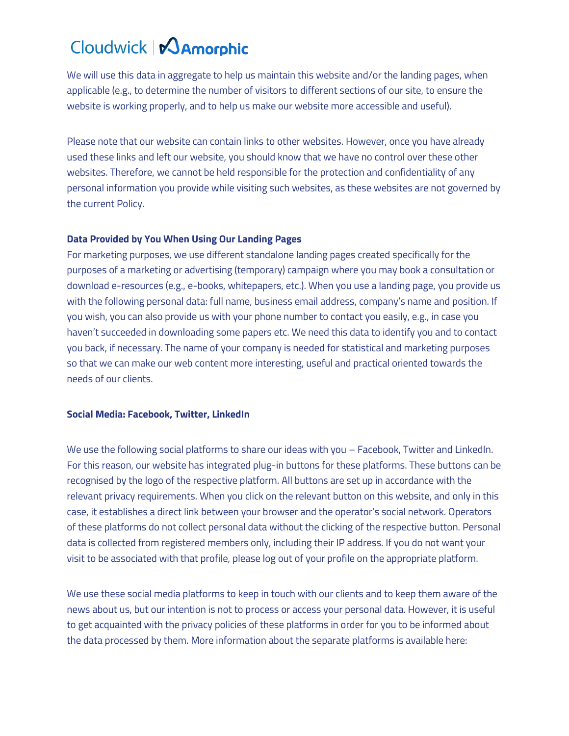We will use this data in aggregate to help us maintain this website and/or the landing pages, when applicable (e.g., to determine the number of visitors to different sections of our site, to ensure the website is working properly, and to help us make our website more accessible and useful).

Please note that our website can contain links to other websites. However, once you have already used these links and left our website, you should know that we have no control over these other websites. Therefore, we cannot be held responsible for the protection and confidentiality of any personal information you provide while visiting such websites, as these websites are not governed by the current Policy.

**Data Provided by You When Using Our Landing Pages**

For marketing purposes, we use different standalone landing pages created specifically for the purposes of a marketing or advertising (temporary) campaign where you may book a consultation or download e-resources (e.g., e-books, whitepapers, etc.). When you use a landing page, you provide us with the following personal data: full name, business email address, company's name and position. If you wish, you can also provide us with your phone number to contact you easily, e.g., in case you haven't succeeded in downloading some papers etc. We need this data to identify you and to contact you back, if necessary. The name of your company is needed for statistical and marketing purposes so that we can make our web content more interesting, useful and practical oriented towards the needs of our clients.

**Social Media: Facebook, Twitter, LinkedIn**

We use the following social platforms to share our ideas with you – Facebook, Twitter and LinkedIn. For this reason, our website has integrated plug-in buttons for these platforms. These buttons can be recognised by the logo of the respective platform. All buttons are set up in accordance with the relevant privacy requirements. When you click on the relevant button on this website, and only in this case, it establishes a direct link between your browser and the operator's social network. Operators of these platforms do not collect personal data without the clicking of the respective button. Personal data is collected from registered members only, including their IP address. If you do not want your visit to be associated with that profile, please log out of your profile on the appropriate platform.

We use these social media platforms to keep in touch with our clients and to keep them aware of the news about us, but our intention is not to process or access your personal data. However, it is useful to get acquainted with the privacy policies of these platforms in order for you to be informed about the data processed by them. More information about the separate platforms is available here: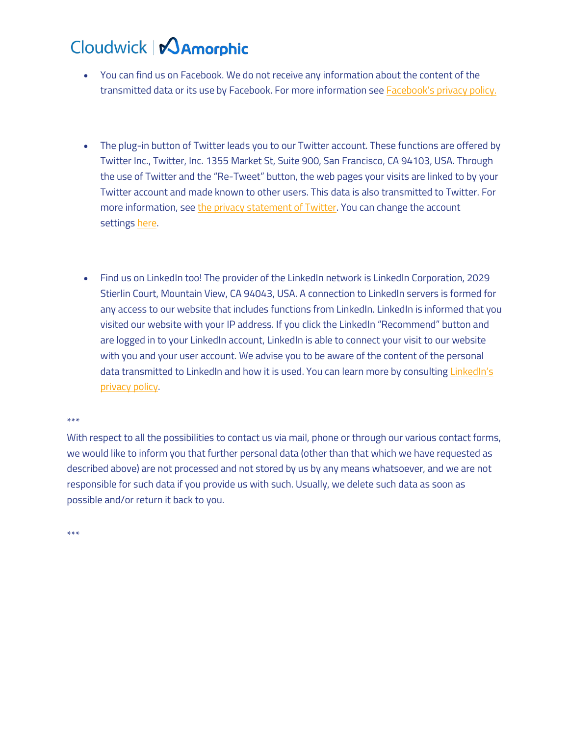- You can find us on Facebook. We do not receive any information about the content of the transmitted data or its use by Facebook. For more information see Facebook's privacy policy.

- The plug-in button of Twitter leads you to our Twitter account. These functions are offered by Twitter Inc., Twitter, Inc. 1355 Market St, Suite 900, San Francisco, CA 94103, USA. Through the use of Twitter and the "Re-Tweet" button, the web pages your visits are linked to by your Twitter account and made known to other users. This data is also transmitted to Twitter. For more information, see the privacy statement of Twitter. You can change the account settings here.

- Find us on LinkedIn too! The provider of the LinkedIn network is LinkedIn Corporation, 2029 Stierlin Court, Mountain View, CA 94043, USA. A connection to LinkedIn servers is formed for any access to our website that includes functions from LinkedIn. LinkedIn is informed that you visited our website with your IP address. If you click the LinkedIn "Recommend" button and are logged in to your LinkedIn account, LinkedIn is able to connect your visit to our website with you and your user account. We advise you to be aware of the content of the personal data transmitted to LinkedIn and how it is used. You can learn more by consulting LinkedIn's privacy policy.

***

With respect to all the possibilities to contact us via mail, phone or through our various contact forms, we would like to inform you that further personal data (other than that which we have requested as described above) are not processed and not stored by us by any means whatsoever, and we are not responsible for such data if you provide us with such. Usually, we delete such data as soon as possible and/or return it back to you.

***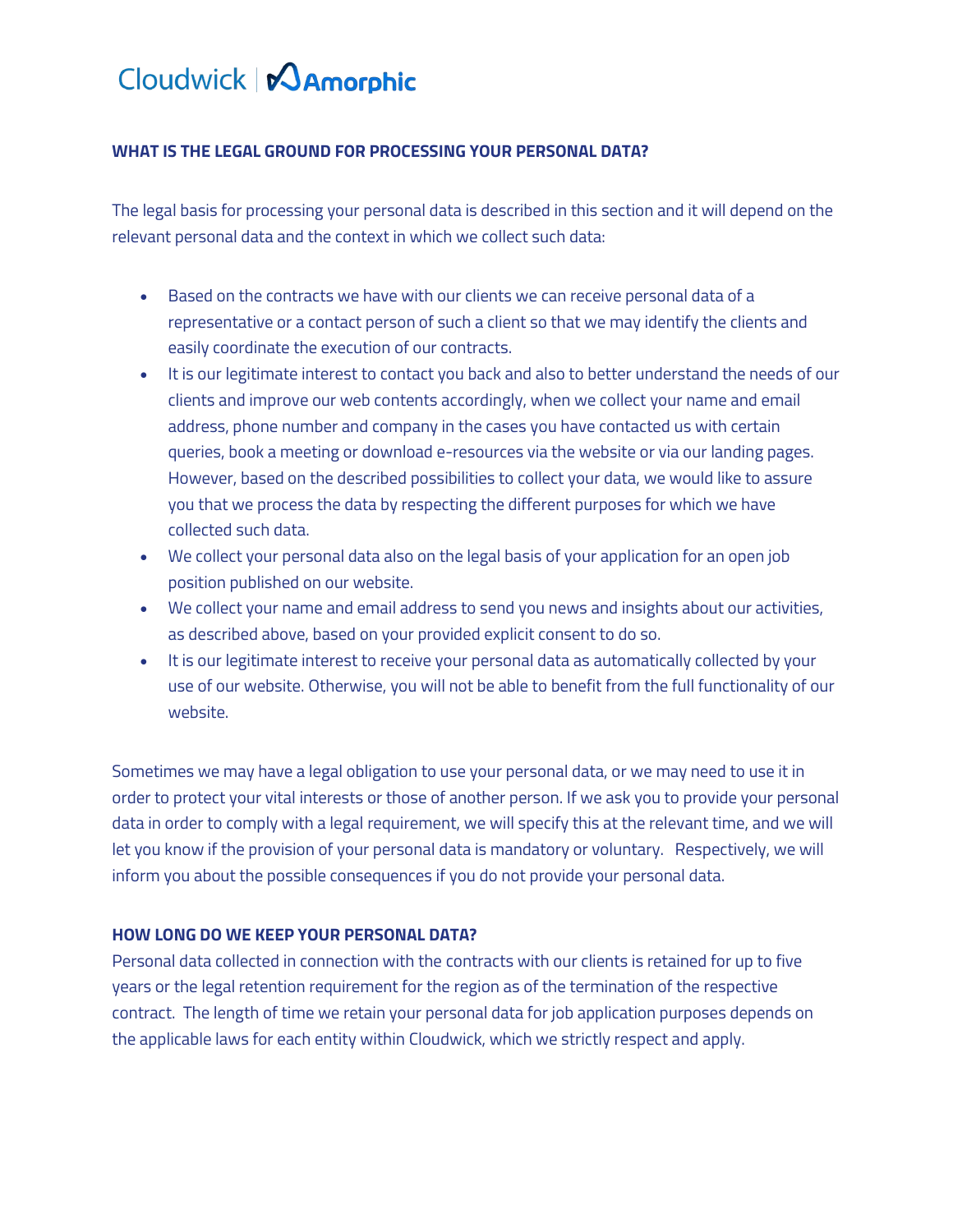## WHAT IS THE LEGAL GROUND FOR PROCESSING YOUR PERSONAL DATA?

The legal basis for processing your personal data is described in this section and it will depend on the relevant personal data and the context in which we collect such data:

- Based on the contracts we have with our clients we can receive personal data of a representative or a contact person of such a client so that we may identify the clients and easily coordinate the execution of our contracts.
- It is our legitimate interest to contact you back and also to better understand the needs of our clients and improve our web contents accordingly, when we collect your name and email address, phone number and company in the cases you have contacted us with certain queries, book a meeting or download e-resources via the website or via our landing pages. However, based on the described possibilities to collect your data, we would like to assure you that we process the data by respecting the different purposes for which we have collected such data.
- We collect your personal data also on the legal basis of your application for an open job position published on our website.
- We collect your name and email address to send you news and insights about our activities, as described above, based on your provided explicit consent to do so.
- It is our legitimate interest to receive your personal data as automatically collected by your use of our website. Otherwise, you will not be able to benefit from the full functionality of our website.

Sometimes we may have a legal obligation to use your personal data, or we may need to use it in order to protect your vital interests or those of another person. If we ask you to provide your personal data in order to comply with a legal requirement, we will specify this at the relevant time, and we will let you know if the provision of your personal data is mandatory or voluntary. Respectively, we will inform you about the possible consequences if you do not provide your personal data.

## HOW LONG DO WE KEEP YOUR PERSONAL DATA?

Personal data collected in connection with the contracts with our clients is retained for up to five years or the legal retention requirement for the region as of the termination of the respective contract. The length of time we retain your personal data for job application purposes depends on the applicable laws for each entity within Cloudwick, which we strictly respect and apply.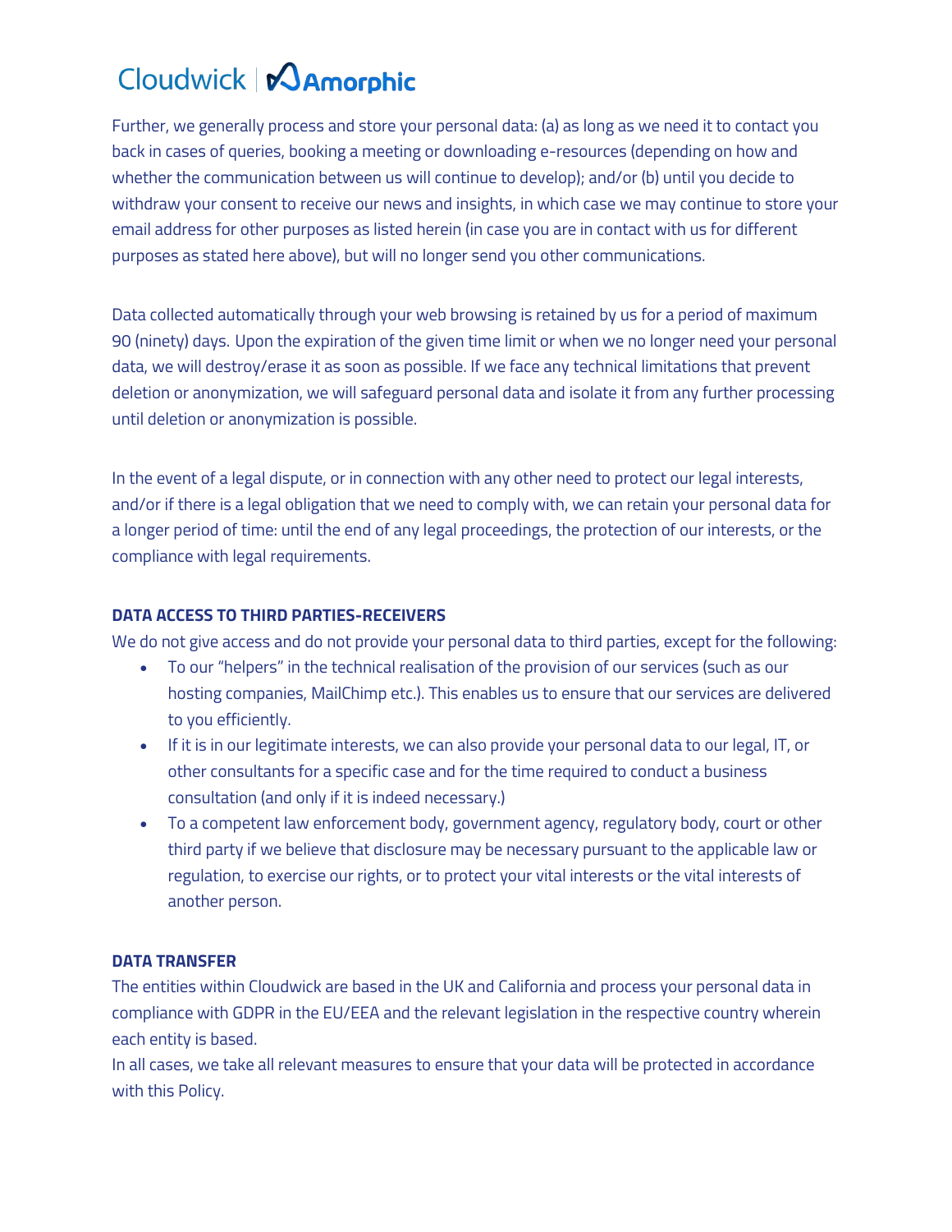Further, we generally process and store your personal data: (a) as long as we need it to contact you back in cases of queries, booking a meeting or downloading e-resources (depending on how and whether the communication between us will continue to develop); and/or (b) until you decide to withdraw your consent to receive our news and insights, in which case we may continue to store your email address for other purposes as listed herein (in case you are in contact with us for different purposes as stated here above), but will no longer send you other communications.

Data collected automatically through your web browsing is retained by us for a period of maximum 90 (ninety) days. Upon the expiration of the given time limit or when we no longer need your personal data, we will destroy/erase it as soon as possible. If we face any technical limitations that prevent deletion or anonymization, we will safeguard personal data and isolate it from any further processing until deletion or anonymization is possible.

In the event of a legal dispute, or in connection with any other need to protect our legal interests, and/or if there is a legal obligation that we need to comply with, we can retain your personal data for a longer period of time: until the end of any legal proceedings, the protection of our interests, or the compliance with legal requirements.

**DATA ACCESS TO THIRD PARTIES-RECEIVERS**

We do not give access and do not provide your personal data to third parties, except for the following:

- To our "helpers" in the technical realisation of the provision of our services (such as our hosting companies, MailChimp etc.). This enables us to ensure that our services are delivered to you efficiently.
- If it is in our legitimate interests, we can also provide your personal data to our legal, IT, or other consultants for a specific case and for the time required to conduct a business consultation (and only if it is indeed necessary.)
- To a competent law enforcement body, government agency, regulatory body, court or other third party if we believe that disclosure may be necessary pursuant to the applicable law or regulation, to exercise our rights, or to protect your vital interests or the vital interests of another person.

**DATA TRANSFER**

The entities within Cloudwick are based in the UK and California and process your personal data in compliance with GDPR in the EU/EEA and the relevant legislation in the respective country wherein each entity is based.

In all cases, we take all relevant measures to ensure that your data will be protected in accordance with this Policy.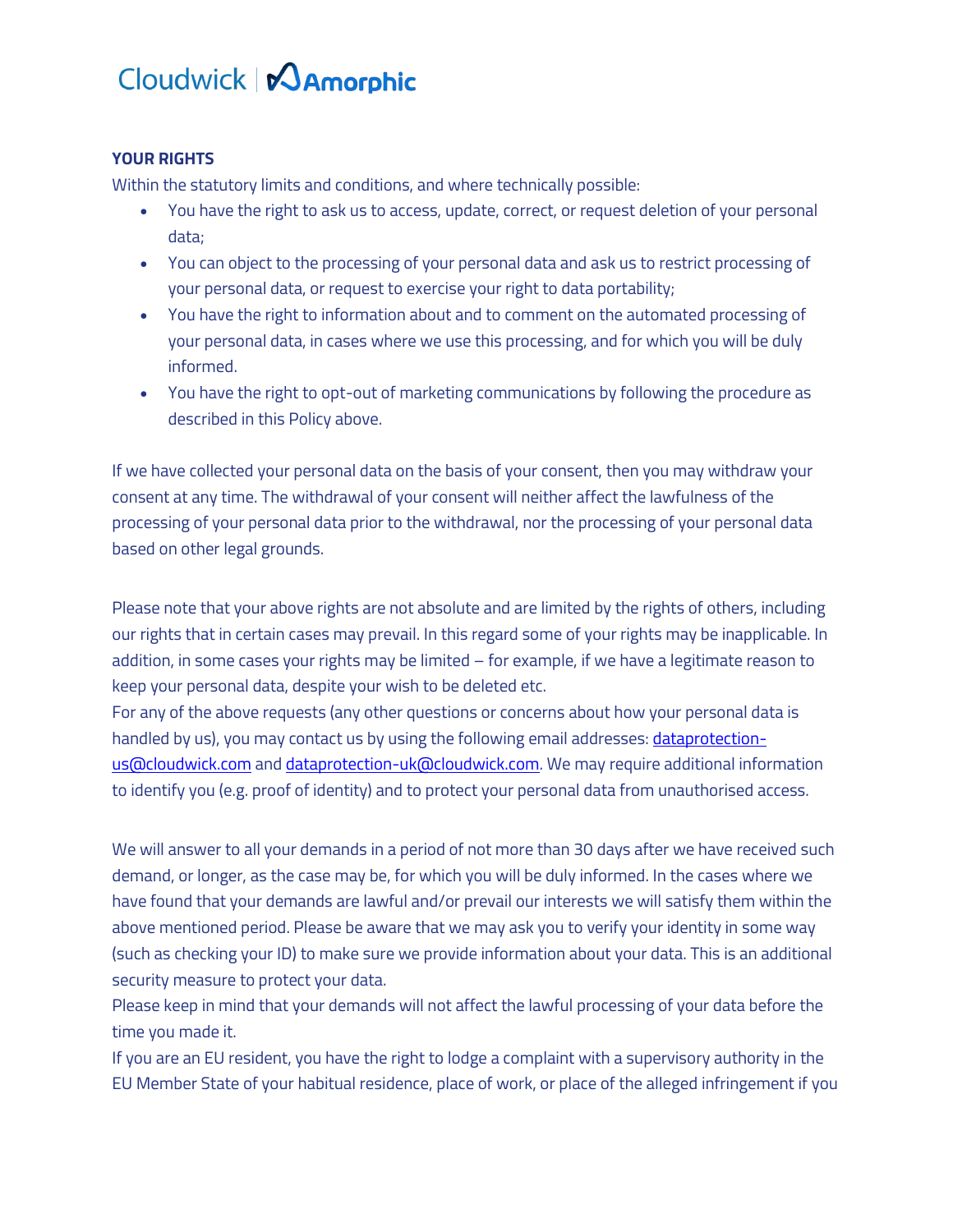## YOUR RIGHTS

Within the statutory limits and conditions, and where technically possible:

- You have the right to ask us to access, update, correct, or request deletion of your personal data;
- You can object to the processing of your personal data and ask us to restrict processing of your personal data, or request to exercise your right to data portability;
- You have the right to information about and to comment on the automated processing of your personal data, in cases where we use this processing, and for which you will be duly informed.
- You have the right to opt-out of marketing communications by following the procedure as described in this Policy above.

If we have collected your personal data on the basis of your consent, then you may withdraw your consent at any time. The withdrawal of your consent will neither affect the lawfulness of the processing of your personal data prior to the withdrawal, nor the processing of your personal data based on other legal grounds.

Please note that your above rights are not absolute and are limited by the rights of others, including our rights that in certain cases may prevail. In this regard some of your rights may be inapplicable. In addition, in some cases your rights may be limited – for example, if we have a legitimate reason to keep your personal data, despite your wish to be deleted etc.

For any of the above requests (any other questions or concerns about how your personal data is handled by us), you may contact us by using the following email addresses: dataprotection-us@cloudwick.com and dataprotection-uk@cloudwick.com. We may require additional information to identify you (e.g. proof of identity) and to protect your personal data from unauthorised access.

We will answer to all your demands in a period of not more than 30 days after we have received such demand, or longer, as the case may be, for which you will be duly informed. In the cases where we have found that your demands are lawful and/or prevail our interests we will satisfy them within the above mentioned period. Please be aware that we may ask you to verify your identity in some way (such as checking your ID) to make sure we provide information about your data. This is an additional security measure to protect your data.

Please keep in mind that your demands will not affect the lawful processing of your data before the time you made it.

If you are an EU resident, you have the right to lodge a complaint with a supervisory authority in the EU Member State of your habitual residence, place of work, or place of the alleged infringement if you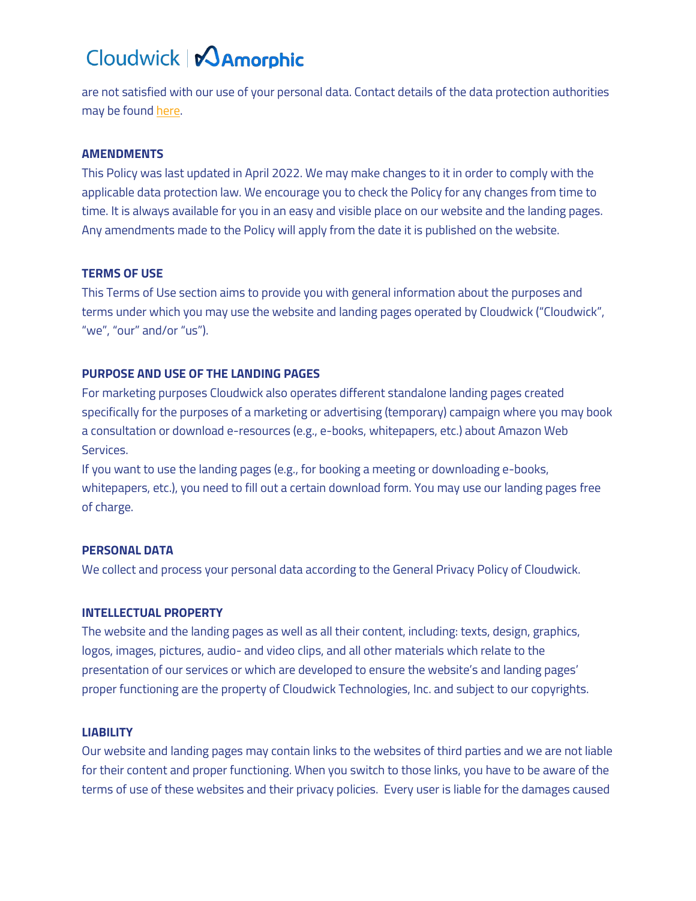are not satisfied with our use of your personal data. Contact details of the data protection authorities may be found here.

**AMENDMENTS**

This Policy was last updated in April 2022. We may make changes to it in order to comply with the applicable data protection law. We encourage you to check the Policy for any changes from time to time. It is always available for you in an easy and visible place on our website and the landing pages. Any amendments made to the Policy will apply from the date it is published on the website.

**TERMS OF USE**

This Terms of Use section aims to provide you with general information about the purposes and terms under which you may use the website and landing pages operated by Cloudwick ("Cloudwick", "we", "our" and/or "us").

**PURPOSE AND USE OF THE LANDING PAGES**

For marketing purposes Cloudwick also operates different standalone landing pages created specifically for the purposes of a marketing or advertising (temporary) campaign where you may book a consultation or download e-resources (e.g., e-books, whitepapers, etc.) about Amazon Web Services.

If you want to use the landing pages (e.g., for booking a meeting or downloading e-books, whitepapers, etc.), you need to fill out a certain download form. You may use our landing pages free of charge.

**PERSONAL DATA**

We collect and process your personal data according to the General Privacy Policy of Cloudwick.

**INTELLECTUAL PROPERTY**

The website and the landing pages as well as all their content, including: texts, design, graphics, logos, images, pictures, audio- and video clips, and all other materials which relate to the presentation of our services or which are developed to ensure the website's and landing pages' proper functioning are the property of Cloudwick Technologies, Inc. and subject to our copyrights.

**LIABILITY**

Our website and landing pages may contain links to the websites of third parties and we are not liable for their content and proper functioning. When you switch to those links, you have to be aware of the terms of use of these websites and their privacy policies. Every user is liable for the damages caused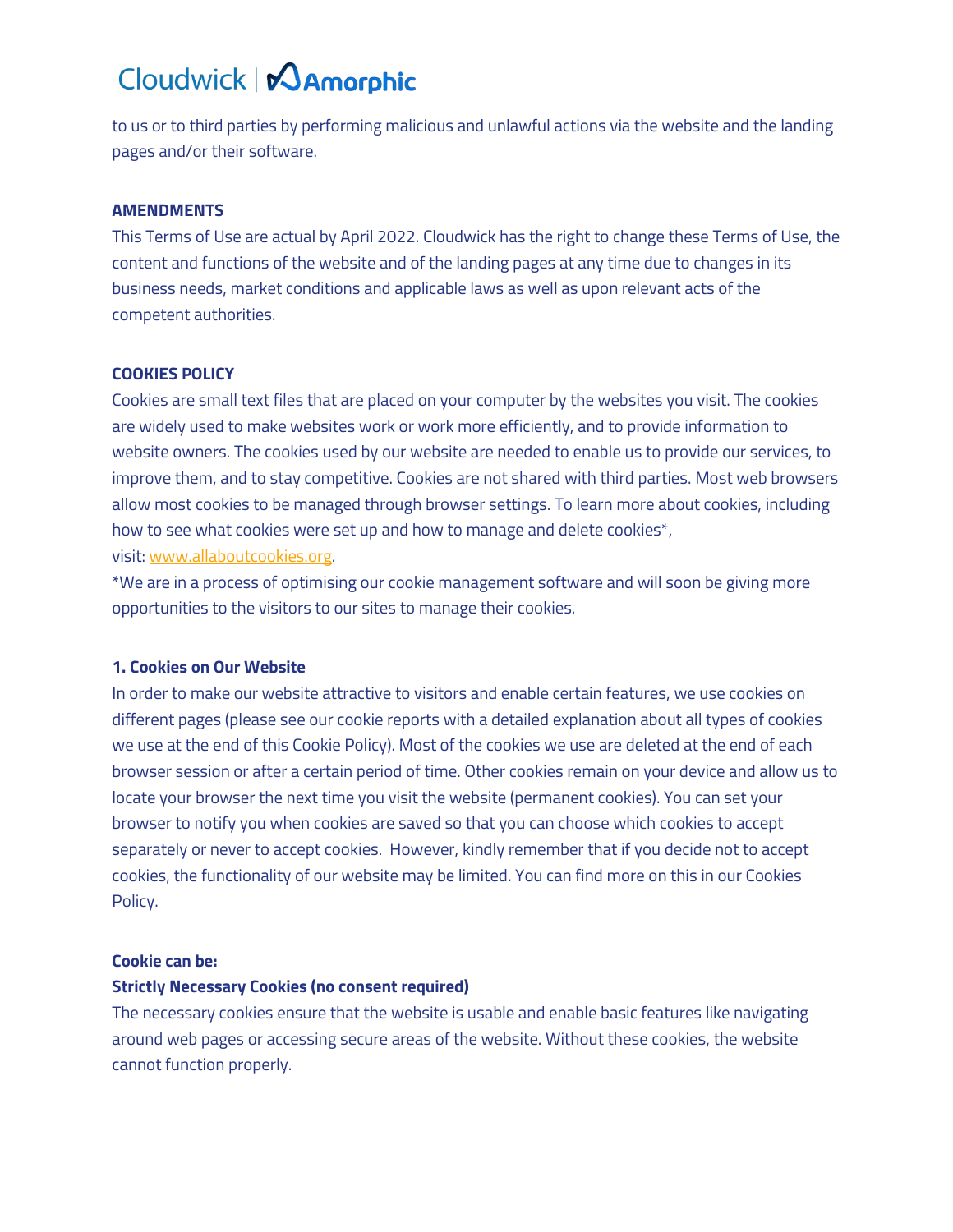to us or to third parties by performing malicious and unlawful actions via the website and the landing pages and/or their software.

**AMENDMENTS**

This Terms of Use are actual by April 2022. Cloudwick has the right to change these Terms of Use, the content and functions of the website and of the landing pages at any time due to changes in its business needs, market conditions and applicable laws as well as upon relevant acts of the competent authorities.

**COOKIES POLICY**

Cookies are small text files that are placed on your computer by the websites you visit. The cookies are widely used to make websites work or work more efficiently, and to provide information to website owners. The cookies used by our website are needed to enable us to provide our services, to improve them, and to stay competitive. Cookies are not shared with third parties. Most web browsers allow most cookies to be managed through browser settings. To learn more about cookies, including how to see what cookies were set up and how to manage and delete cookies*, visit: www.allaboutcookies.org.

*We are in a process of optimising our cookie management software and will soon be giving more opportunities to the visitors to our sites to manage their cookies.

**1. Cookies on Our Website**

In order to make our website attractive to visitors and enable certain features, we use cookies on different pages (please see our cookie reports with a detailed explanation about all types of cookies we use at the end of this Cookie Policy). Most of the cookies we use are deleted at the end of each browser session or after a certain period of time. Other cookies remain on your device and allow us to locate your browser the next time you visit the website (permanent cookies). You can set your browser to notify you when cookies are saved so that you can choose which cookies to accept separately or never to accept cookies. However, kindly remember that if you decide not to accept cookies, the functionality of our website may be limited. You can find more on this in our Cookies Policy.

**Cookie can be:**

**Strictly Necessary Cookies (no consent required)**

The necessary cookies ensure that the website is usable and enable basic features like navigating around web pages or accessing secure areas of the website. Without these cookies, the website cannot function properly.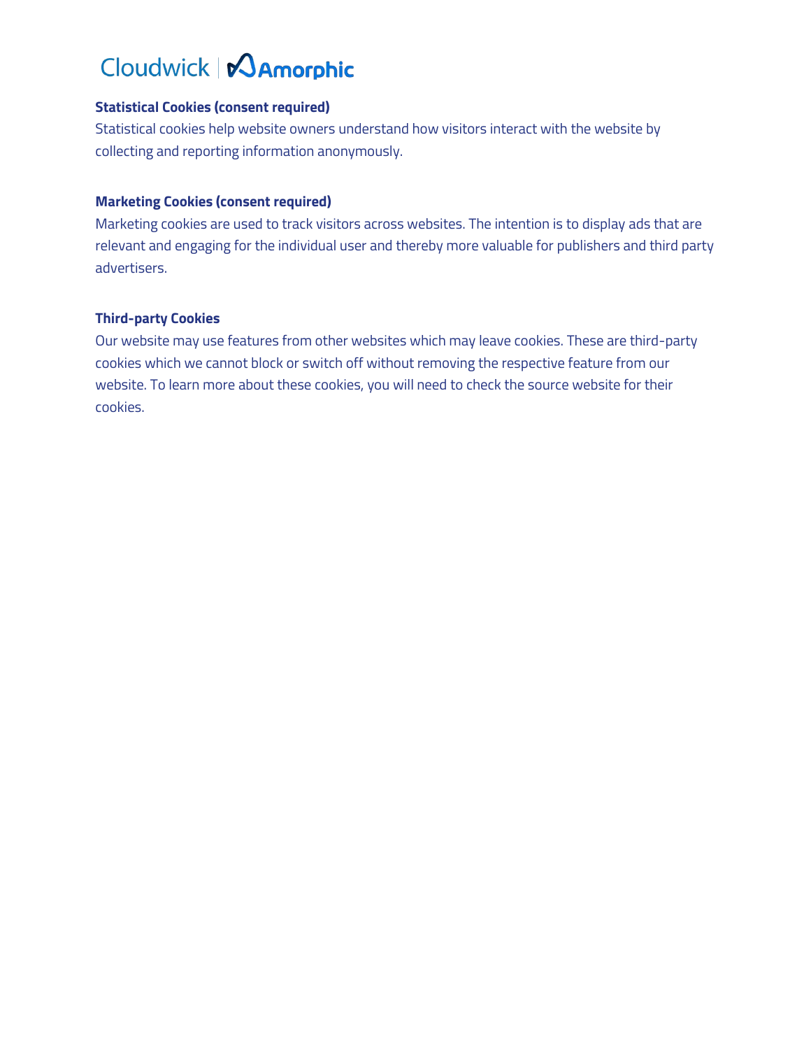### Statistical Cookies (consent required)

Statistical cookies help website owners understand how visitors interact with the website by collecting and reporting information anonymously.

### Marketing Cookies (consent required)

Marketing cookies are used to track visitors across websites. The intention is to display ads that are relevant and engaging for the individual user and thereby more valuable for publishers and third party advertisers.

### Third-party Cookies

Our website may use features from other websites which may leave cookies. These are third-party cookies which we cannot block or switch off without removing the respective feature from our website. To learn more about these cookies, you will need to check the source website for their cookies.